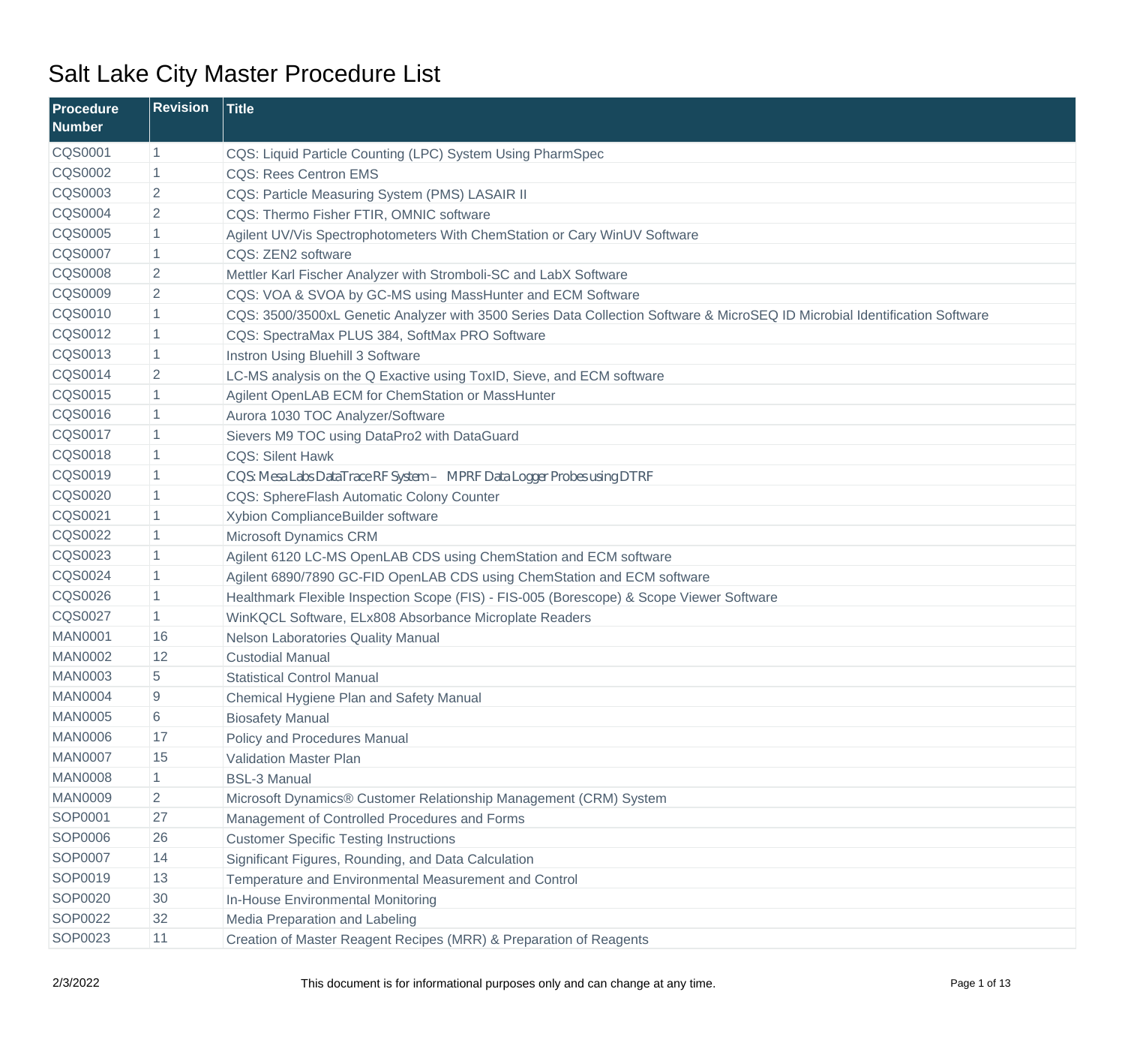# Salt Lake City Master Procedure List

| Procedure Number | Revision | Title |
|---|---|---|
| CQS0001 | 1 | CQS: Liquid Particle Counting (LPC) System Using PharmSpec |
| CQS0002 | 1 | CQS: Rees Centron EMS |
| CQS0003 | 2 | CQS: Particle Measuring System (PMS) LASAIR II |
| CQS0004 | 2 | CQS: Thermo Fisher FTIR, OMNIC software |
| CQS0005 | 1 | Agilent UV/Vis Spectrophotometers With ChemStation or Cary WinUV Software |
| CQS0007 | 1 | CQS: ZEN2 software |
| CQS0008 | 2 | Mettler Karl Fischer Analyzer with Stromboli-SC and LabX Software |
| CQS0009 | 2 | CQS: VOA & SVOA by GC-MS using MassHunter and ECM Software |
| CQS0010 | 1 | CQS: 3500/3500xL Genetic Analyzer with 3500 Series Data Collection Software & MicroSEQ ID Microbial Identification Software |
| CQS0012 | 1 | CQS: SpectraMax PLUS 384, SoftMax PRO Software |
| CQS0013 | 1 | Instron Using Bluehill 3 Software |
| CQS0014 | 2 | LC-MS analysis on the Q Exactive using ToxID, Sieve, and ECM software |
| CQS0015 | 1 | Agilent OpenLAB ECM for ChemStation or MassHunter |
| CQS0016 | 1 | Aurora 1030 TOC Analyzer/Software |
| CQS0017 | 1 | Sievers M9 TOC using DataPro2 with DataGuard |
| CQS0018 | 1 | CQS: Silent Hawk |
| CQS0019 | 1 | CQS: Mesa Labs DataTrace RF System – MPRF Data Logger Probes using DTRF |
| CQS0020 | 1 | CQS: SphereFlash Automatic Colony Counter |
| CQS0021 | 1 | Xybion ComplianceBuilder software |
| CQS0022 | 1 | Microsoft Dynamics CRM |
| CQS0023 | 1 | Agilent 6120 LC-MS OpenLAB CDS using ChemStation and ECM software |
| CQS0024 | 1 | Agilent 6890/7890 GC-FID OpenLAB CDS using ChemStation and ECM software |
| CQS0026 | 1 | Healthmark Flexible Inspection Scope (FIS) - FIS-005 (Borescope) & Scope Viewer Software |
| CQS0027 | 1 | WinKQCL Software, ELx808 Absorbance Microplate Readers |
| MAN0001 | 16 | Nelson Laboratories Quality Manual |
| MAN0002 | 12 | Custodial Manual |
| MAN0003 | 5 | Statistical Control Manual |
| MAN0004 | 9 | Chemical Hygiene Plan and Safety Manual |
| MAN0005 | 6 | Biosafety Manual |
| MAN0006 | 17 | Policy and Procedures Manual |
| MAN0007 | 15 | Validation Master Plan |
| MAN0008 | 1 | BSL-3 Manual |
| MAN0009 | 2 | Microsoft Dynamics® Customer Relationship Management (CRM) System |
| SOP0001 | 27 | Management of Controlled Procedures and Forms |
| SOP0006 | 26 | Customer Specific Testing Instructions |
| SOP0007 | 14 | Significant Figures, Rounding, and Data Calculation |
| SOP0019 | 13 | Temperature and Environmental Measurement and Control |
| SOP0020 | 30 | In-House Environmental Monitoring |
| SOP0022 | 32 | Media Preparation and Labeling |
| SOP0023 | 11 | Creation of Master Reagent Recipes (MRR) & Preparation of Reagents |

2/3/2022 This document is for informational purposes only and can change at any time.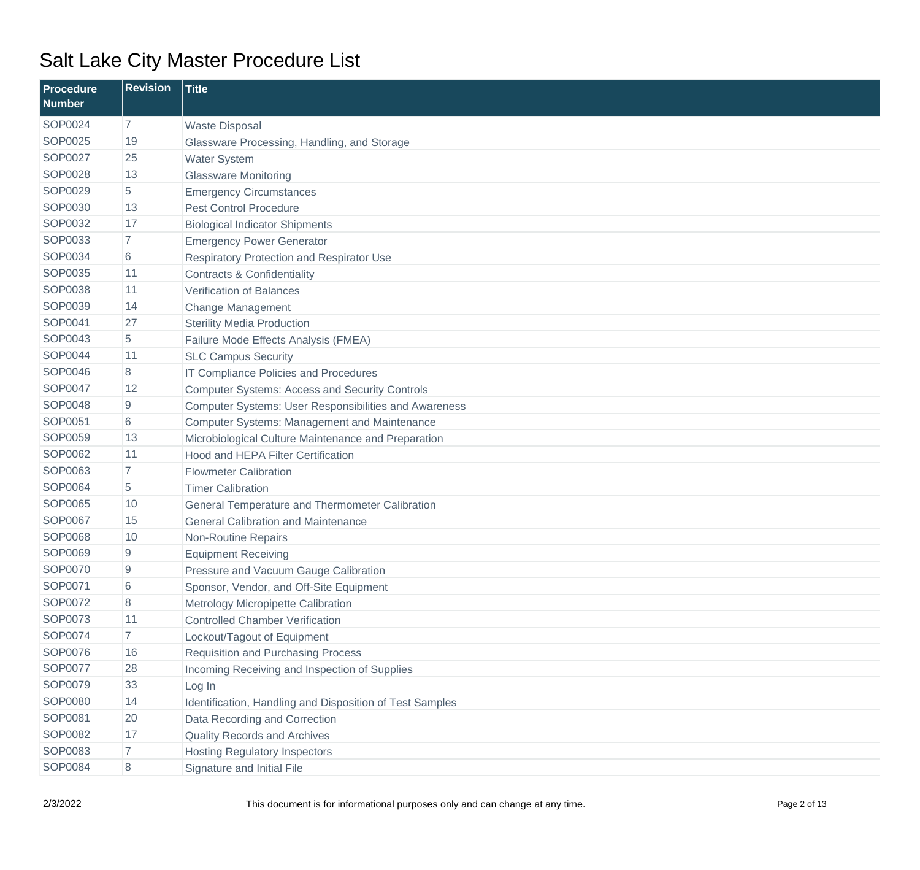# Salt Lake City Master Procedure List

| Procedure Number | Revision | Title |
|---|---|---|
| SOP0024 | 7 | Waste Disposal |
| SOP0025 | 19 | Glassware Processing, Handling, and Storage |
| SOP0027 | 25 | Water System |
| SOP0028 | 13 | Glassware Monitoring |
| SOP0029 | 5 | Emergency Circumstances |
| SOP0030 | 13 | Pest Control Procedure |
| SOP0032 | 17 | Biological Indicator Shipments |
| SOP0033 | 7 | Emergency Power Generator |
| SOP0034 | 6 | Respiratory Protection and Respirator Use |
| SOP0035 | 11 | Contracts & Confidentiality |
| SOP0038 | 11 | Verification of Balances |
| SOP0039 | 14 | Change Management |
| SOP0041 | 27 | Sterility Media Production |
| SOP0043 | 5 | Failure Mode Effects Analysis (FMEA) |
| SOP0044 | 11 | SLC Campus Security |
| SOP0046 | 8 | IT Compliance Policies and Procedures |
| SOP0047 | 12 | Computer Systems: Access and Security Controls |
| SOP0048 | 9 | Computer Systems: User Responsibilities and Awareness |
| SOP0051 | 6 | Computer Systems: Management and Maintenance |
| SOP0059 | 13 | Microbiological Culture Maintenance and Preparation |
| SOP0062 | 11 | Hood and HEPA Filter Certification |
| SOP0063 | 7 | Flowmeter Calibration |
| SOP0064 | 5 | Timer Calibration |
| SOP0065 | 10 | General Temperature and Thermometer Calibration |
| SOP0067 | 15 | General Calibration and Maintenance |
| SOP0068 | 10 | Non-Routine Repairs |
| SOP0069 | 9 | Equipment Receiving |
| SOP0070 | 9 | Pressure and Vacuum Gauge Calibration |
| SOP0071 | 6 | Sponsor, Vendor, and Off-Site Equipment |
| SOP0072 | 8 | Metrology Micropipette Calibration |
| SOP0073 | 11 | Controlled Chamber Verification |
| SOP0074 | 7 | Lockout/Tagout of Equipment |
| SOP0076 | 16 | Requisition and Purchasing Process |
| SOP0077 | 28 | Incoming Receiving and Inspection of Supplies |
| SOP0079 | 33 | Log In |
| SOP0080 | 14 | Identification, Handling and Disposition of Test Samples |
| SOP0081 | 20 | Data Recording and Correction |
| SOP0082 | 17 | Quality Records and Archives |
| SOP0083 | 7 | Hosting Regulatory Inspectors |
| SOP0084 | 8 | Signature and Initial File |

2/3/2022 This document is for informational purposes only and can change at any time.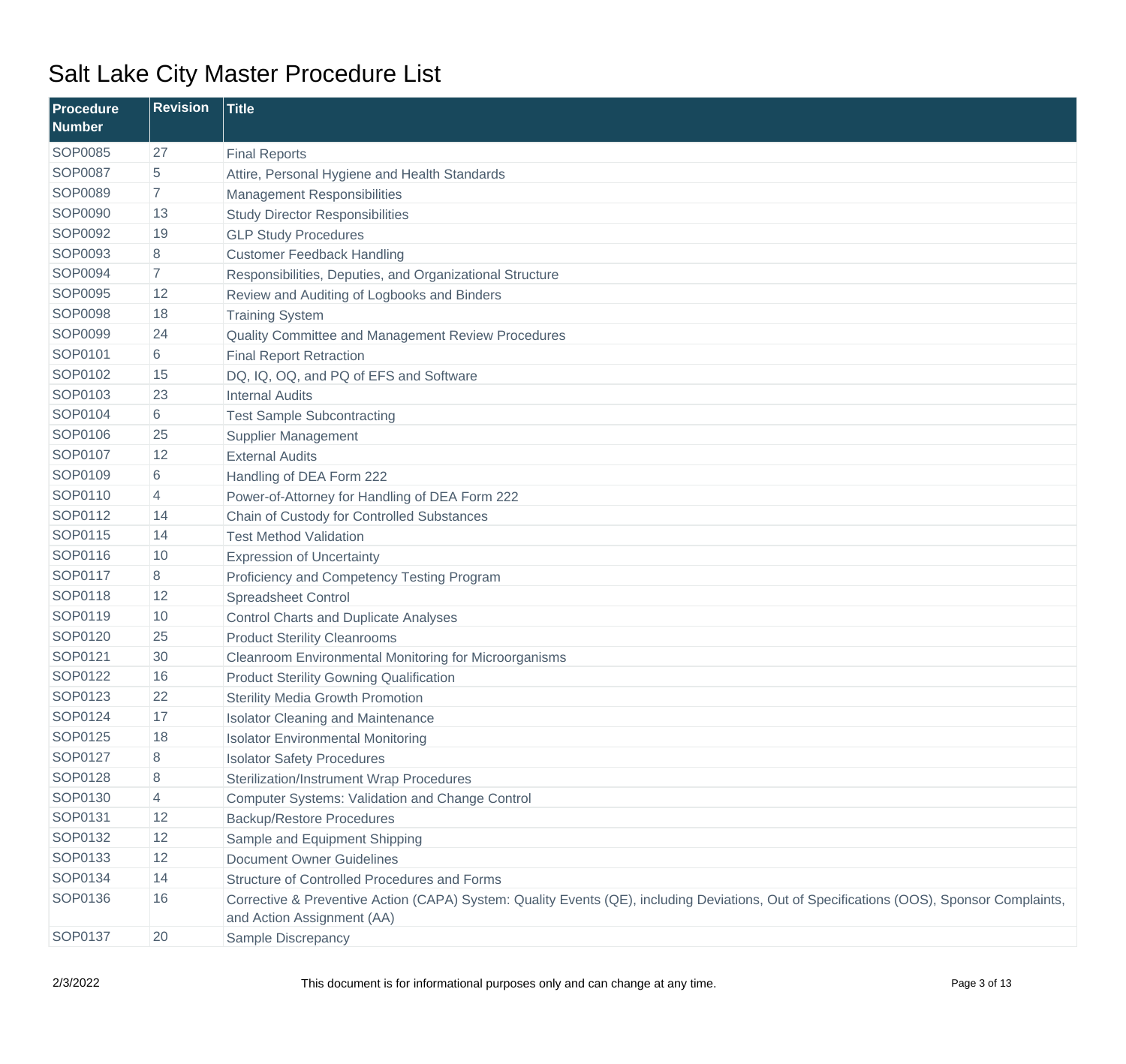# Salt Lake City Master Procedure List

| Procedure Number | Revision | Title |
|---|---|---|
| SOP0085 | 27 | Final Reports |
| SOP0087 | 5 | Attire, Personal Hygiene and Health Standards |
| SOP0089 | 7 | Management Responsibilities |
| SOP0090 | 13 | Study Director Responsibilities |
| SOP0092 | 19 | GLP Study Procedures |
| SOP0093 | 8 | Customer Feedback Handling |
| SOP0094 | 7 | Responsibilities, Deputies, and Organizational Structure |
| SOP0095 | 12 | Review and Auditing of Logbooks and Binders |
| SOP0098 | 18 | Training System |
| SOP0099 | 24 | Quality Committee and Management Review Procedures |
| SOP0101 | 6 | Final Report Retraction |
| SOP0102 | 15 | DQ, IQ, OQ, and PQ of EFS and Software |
| SOP0103 | 23 | Internal Audits |
| SOP0104 | 6 | Test Sample Subcontracting |
| SOP0106 | 25 | Supplier Management |
| SOP0107 | 12 | External Audits |
| SOP0109 | 6 | Handling of DEA Form 222 |
| SOP0110 | 4 | Power-of-Attorney for Handling of DEA Form 222 |
| SOP0112 | 14 | Chain of Custody for Controlled Substances |
| SOP0115 | 14 | Test Method Validation |
| SOP0116 | 10 | Expression of Uncertainty |
| SOP0117 | 8 | Proficiency and Competency Testing Program |
| SOP0118 | 12 | Spreadsheet Control |
| SOP0119 | 10 | Control Charts and Duplicate Analyses |
| SOP0120 | 25 | Product Sterility Cleanrooms |
| SOP0121 | 30 | Cleanroom Environmental Monitoring for Microorganisms |
| SOP0122 | 16 | Product Sterility Gowning Qualification |
| SOP0123 | 22 | Sterility Media Growth Promotion |
| SOP0124 | 17 | Isolator Cleaning and Maintenance |
| SOP0125 | 18 | Isolator Environmental Monitoring |
| SOP0127 | 8 | Isolator Safety Procedures |
| SOP0128 | 8 | Sterilization/Instrument Wrap Procedures |
| SOP0130 | 4 | Computer Systems: Validation and Change Control |
| SOP0131 | 12 | Backup/Restore Procedures |
| SOP0132 | 12 | Sample and Equipment Shipping |
| SOP0133 | 12 | Document Owner Guidelines |
| SOP0134 | 14 | Structure of Controlled Procedures and Forms |
| SOP0136 | 16 | Corrective & Preventive Action (CAPA) System: Quality Events (QE), including Deviations, Out of Specifications (OOS), Sponsor Complaints, and Action Assignment (AA) |
| SOP0137 | 20 | Sample Discrepancy |

2/3/2022 This document is for informational purposes only and can change at any time.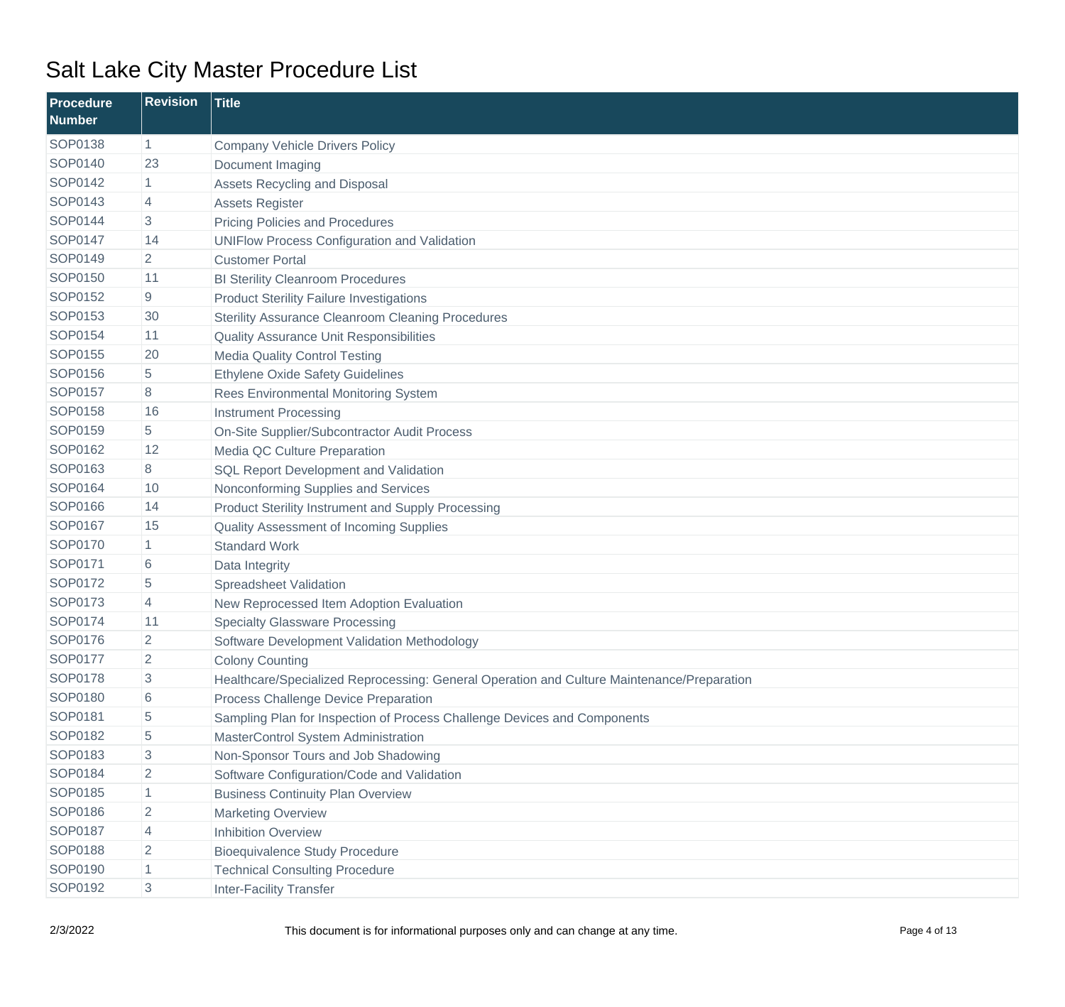# Salt Lake City Master Procedure List

| Procedure Number | Revision | Title |
|---|---|---|
| SOP0138 | 1 | Company Vehicle Drivers Policy |
| SOP0140 | 23 | Document Imaging |
| SOP0142 | 1 | Assets Recycling and Disposal |
| SOP0143 | 4 | Assets Register |
| SOP0144 | 3 | Pricing Policies and Procedures |
| SOP0147 | 14 | UNIFlow Process Configuration and Validation |
| SOP0149 | 2 | Customer Portal |
| SOP0150 | 11 | BI Sterility Cleanroom Procedures |
| SOP0152 | 9 | Product Sterility Failure Investigations |
| SOP0153 | 30 | Sterility Assurance Cleanroom Cleaning Procedures |
| SOP0154 | 11 | Quality Assurance Unit Responsibilities |
| SOP0155 | 20 | Media Quality Control Testing |
| SOP0156 | 5 | Ethylene Oxide Safety Guidelines |
| SOP0157 | 8 | Rees Environmental Monitoring System |
| SOP0158 | 16 | Instrument Processing |
| SOP0159 | 5 | On-Site Supplier/Subcontractor Audit Process |
| SOP0162 | 12 | Media QC Culture Preparation |
| SOP0163 | 8 | SQL Report Development and Validation |
| SOP0164 | 10 | Nonconforming Supplies and Services |
| SOP0166 | 14 | Product Sterility Instrument and Supply Processing |
| SOP0167 | 15 | Quality Assessment of Incoming Supplies |
| SOP0170 | 1 | Standard Work |
| SOP0171 | 6 | Data Integrity |
| SOP0172 | 5 | Spreadsheet Validation |
| SOP0173 | 4 | New Reprocessed Item Adoption Evaluation |
| SOP0174 | 11 | Specialty Glassware Processing |
| SOP0176 | 2 | Software Development Validation Methodology |
| SOP0177 | 2 | Colony Counting |
| SOP0178 | 3 | Healthcare/Specialized Reprocessing: General Operation and Culture Maintenance/Preparation |
| SOP0180 | 6 | Process Challenge Device Preparation |
| SOP0181 | 5 | Sampling Plan for Inspection of Process Challenge Devices and Components |
| SOP0182 | 5 | MasterControl System Administration |
| SOP0183 | 3 | Non-Sponsor Tours and Job Shadowing |
| SOP0184 | 2 | Software Configuration/Code and Validation |
| SOP0185 | 1 | Business Continuity Plan Overview |
| SOP0186 | 2 | Marketing Overview |
| SOP0187 | 4 | Inhibition Overview |
| SOP0188 | 2 | Bioequivalence Study Procedure |
| SOP0190 | 1 | Technical Consulting Procedure |
| SOP0192 | 3 | Inter-Facility Transfer |

2/3/2022 This document is for informational purposes only and can change at any time.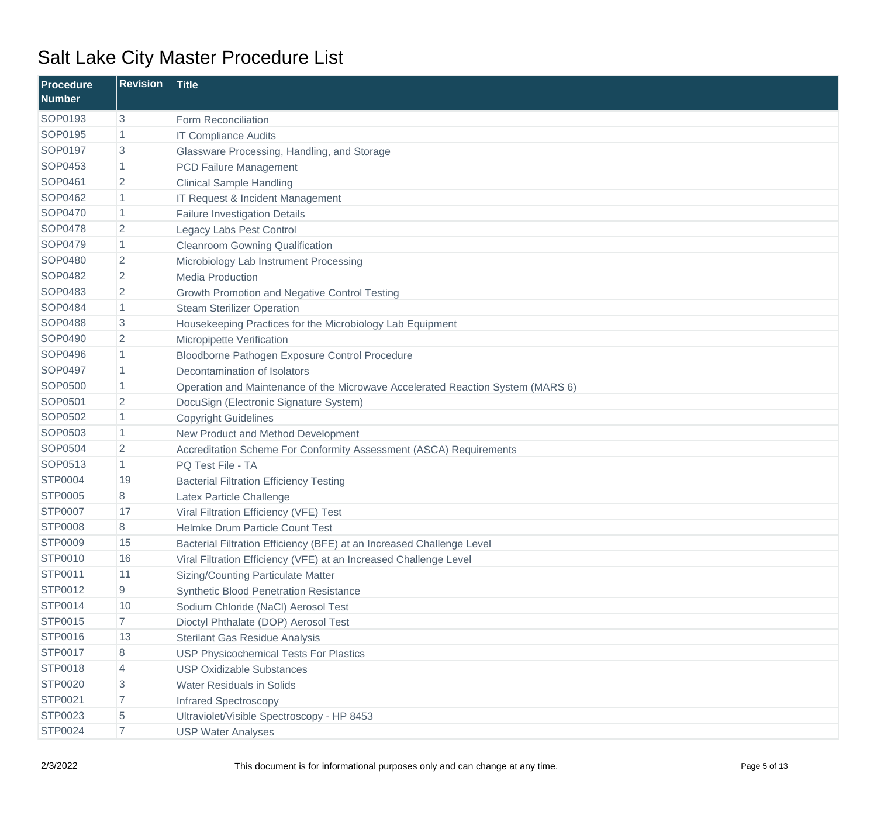# Salt Lake City Master Procedure List

| Procedure Number | Revision | Title |
|---|---|---|
| SOP0193 | 3 | Form Reconciliation |
| SOP0195 | 1 | IT Compliance Audits |
| SOP0197 | 3 | Glassware Processing, Handling, and Storage |
| SOP0453 | 1 | PCD Failure Management |
| SOP0461 | 2 | Clinical Sample Handling |
| SOP0462 | 1 | IT Request & Incident Management |
| SOP0470 | 1 | Failure Investigation Details |
| SOP0478 | 2 | Legacy Labs Pest Control |
| SOP0479 | 1 | Cleanroom Gowning Qualification |
| SOP0480 | 2 | Microbiology Lab Instrument Processing |
| SOP0482 | 2 | Media Production |
| SOP0483 | 2 | Growth Promotion and Negative Control Testing |
| SOP0484 | 1 | Steam Sterilizer Operation |
| SOP0488 | 3 | Housekeeping Practices for the Microbiology Lab Equipment |
| SOP0490 | 2 | Micropipette Verification |
| SOP0496 | 1 | Bloodborne Pathogen Exposure Control Procedure |
| SOP0497 | 1 | Decontamination of Isolators |
| SOP0500 | 1 | Operation and Maintenance of the Microwave Accelerated Reaction System (MARS 6) |
| SOP0501 | 2 | DocuSign (Electronic Signature System) |
| SOP0502 | 1 | Copyright Guidelines |
| SOP0503 | 1 | New Product and Method Development |
| SOP0504 | 2 | Accreditation Scheme For Conformity Assessment (ASCA) Requirements |
| SOP0513 | 1 | PQ Test File - TA |
| STP0004 | 19 | Bacterial Filtration Efficiency Testing |
| STP0005 | 8 | Latex Particle Challenge |
| STP0007 | 17 | Viral Filtration Efficiency (VFE) Test |
| STP0008 | 8 | Helmke Drum Particle Count Test |
| STP0009 | 15 | Bacterial Filtration Efficiency (BFE) at an Increased Challenge Level |
| STP0010 | 16 | Viral Filtration Efficiency (VFE) at an Increased Challenge Level |
| STP0011 | 11 | Sizing/Counting Particulate Matter |
| STP0012 | 9 | Synthetic Blood Penetration Resistance |
| STP0014 | 10 | Sodium Chloride (NaCl) Aerosol Test |
| STP0015 | 7 | Dioctyl Phthalate (DOP) Aerosol Test |
| STP0016 | 13 | Sterilant Gas Residue Analysis |
| STP0017 | 8 | USP Physicochemical Tests For Plastics |
| STP0018 | 4 | USP Oxidizable Substances |
| STP0020 | 3 | Water Residuals in Solids |
| STP0021 | 7 | Infrared Spectroscopy |
| STP0023 | 5 | Ultraviolet/Visible Spectroscopy - HP 8453 |
| STP0024 | 7 | USP Water Analyses |

2/3/2022

This document is for informational purposes only and can change at any time.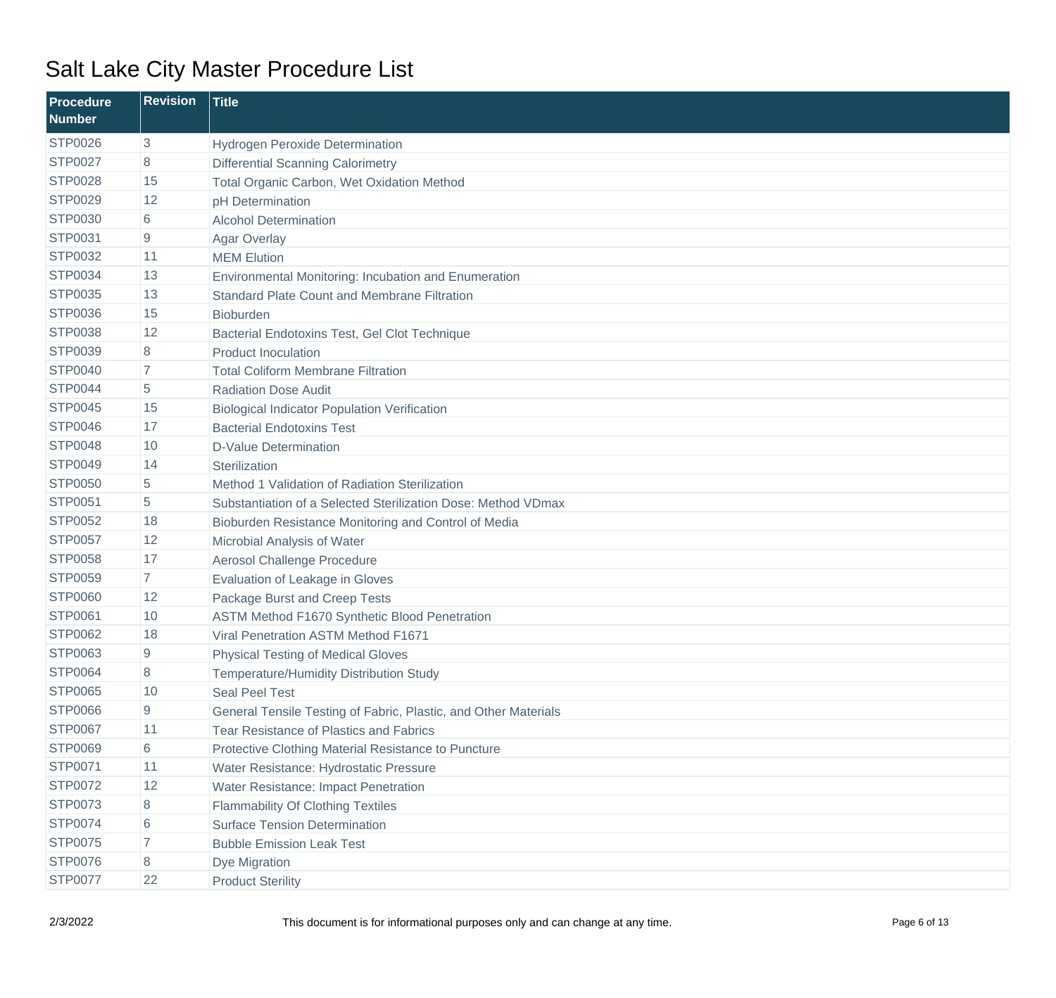# Salt Lake City Master Procedure List

| Procedure Number | Revision | Title |
|---|---|---|
| STP0026 | 3 | Hydrogen Peroxide Determination |
| STP0027 | 8 | Differential Scanning Calorimetry |
| STP0028 | 15 | Total Organic Carbon, Wet Oxidation Method |
| STP0029 | 12 | pH Determination |
| STP0030 | 6 | Alcohol Determination |
| STP0031 | 9 | Agar Overlay |
| STP0032 | 11 | MEM Elution |
| STP0034 | 13 | Environmental Monitoring: Incubation and Enumeration |
| STP0035 | 13 | Standard Plate Count and Membrane Filtration |
| STP0036 | 15 | Bioburden |
| STP0038 | 12 | Bacterial Endotoxins Test, Gel Clot Technique |
| STP0039 | 8 | Product Inoculation |
| STP0040 | 7 | Total Coliform Membrane Filtration |
| STP0044 | 5 | Radiation Dose Audit |
| STP0045 | 15 | Biological Indicator Population Verification |
| STP0046 | 17 | Bacterial Endotoxins Test |
| STP0048 | 10 | D-Value Determination |
| STP0049 | 14 | Sterilization |
| STP0050 | 5 | Method 1 Validation of Radiation Sterilization |
| STP0051 | 5 | Substantiation of a Selected Sterilization Dose: Method VDmax |
| STP0052 | 18 | Bioburden Resistance Monitoring and Control of Media |
| STP0057 | 12 | Microbial Analysis of Water |
| STP0058 | 17 | Aerosol Challenge Procedure |
| STP0059 | 7 | Evaluation of Leakage in Gloves |
| STP0060 | 12 | Package Burst and Creep Tests |
| STP0061 | 10 | ASTM Method F1670 Synthetic Blood Penetration |
| STP0062 | 18 | Viral Penetration ASTM Method F1671 |
| STP0063 | 9 | Physical Testing of Medical Gloves |
| STP0064 | 8 | Temperature/Humidity Distribution Study |
| STP0065 | 10 | Seal Peel Test |
| STP0066 | 9 | General Tensile Testing of Fabric, Plastic, and Other Materials |
| STP0067 | 11 | Tear Resistance of Plastics and Fabrics |
| STP0069 | 6 | Protective Clothing Material Resistance to Puncture |
| STP0071 | 11 | Water Resistance: Hydrostatic Pressure |
| STP0072 | 12 | Water Resistance: Impact Penetration |
| STP0073 | 8 | Flammability Of Clothing Textiles |
| STP0074 | 6 | Surface Tension Determination |
| STP0075 | 7 | Bubble Emission Leak Test |
| STP0076 | 8 | Dye Migration |
| STP0077 | 22 | Product Sterility |

2/3/2022 This document is for informational purposes only and can change at any time.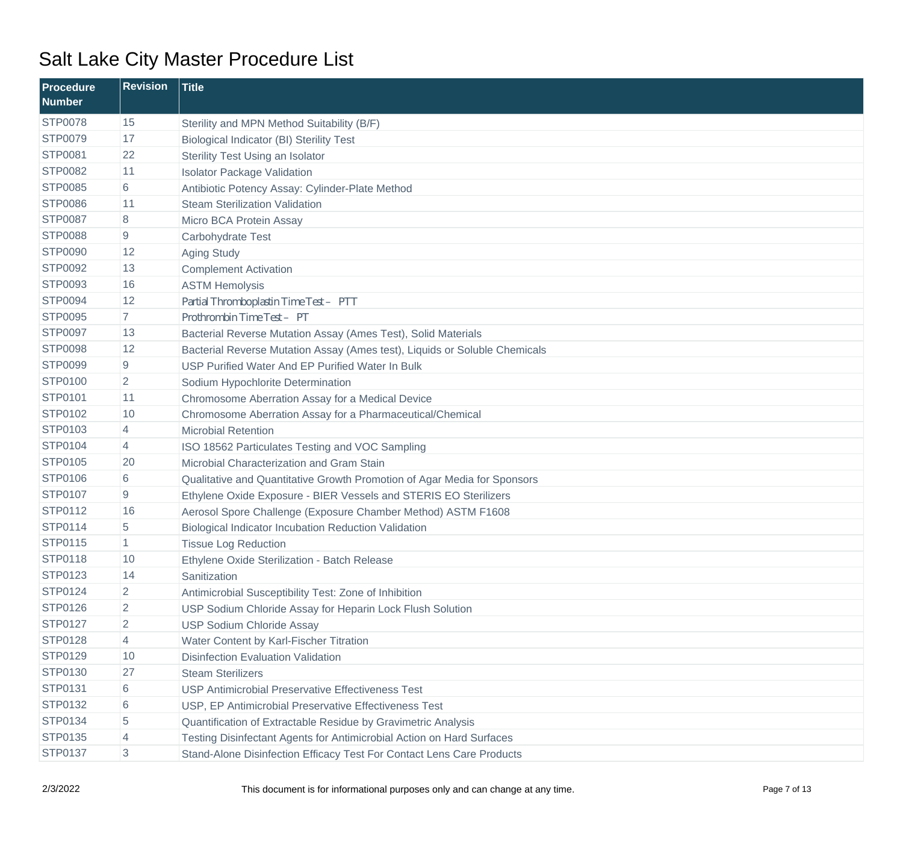# Salt Lake City Master Procedure List

| Procedure Number | Revision | Title |
|---|---|---|
| STP0078 | 15 | Sterility and MPN Method Suitability (B/F) |
| STP0079 | 17 | Biological Indicator (BI) Sterility Test |
| STP0081 | 22 | Sterility Test Using an Isolator |
| STP0082 | 11 | Isolator Package Validation |
| STP0085 | 6 | Antibiotic Potency Assay: Cylinder-Plate Method |
| STP0086 | 11 | Steam Sterilization Validation |
| STP0087 | 8 | Micro BCA Protein Assay |
| STP0088 | 9 | Carbohydrate Test |
| STP0090 | 12 | Aging Study |
| STP0092 | 13 | Complement Activation |
| STP0093 | 16 | ASTM Hemolysis |
| STP0094 | 12 | Partial Thromboplastin Time Test – PTT |
| STP0095 | 7 | Prothrombin Time Test – PT |
| STP0097 | 13 | Bacterial Reverse Mutation Assay (Ames Test), Solid Materials |
| STP0098 | 12 | Bacterial Reverse Mutation Assay (Ames test), Liquids or Soluble Chemicals |
| STP0099 | 9 | USP Purified Water And EP Purified Water In Bulk |
| STP0100 | 2 | Sodium Hypochlorite Determination |
| STP0101 | 11 | Chromosome Aberration Assay for a Medical Device |
| STP0102 | 10 | Chromosome Aberration Assay for a Pharmaceutical/Chemical |
| STP0103 | 4 | Microbial Retention |
| STP0104 | 4 | ISO 18562 Particulates Testing and VOC Sampling |
| STP0105 | 20 | Microbial Characterization and Gram Stain |
| STP0106 | 6 | Qualitative and Quantitative Growth Promotion of Agar Media for Sponsors |
| STP0107 | 9 | Ethylene Oxide Exposure - BIER Vessels and STERIS EO Sterilizers |
| STP0112 | 16 | Aerosol Spore Challenge (Exposure Chamber Method) ASTM F1608 |
| STP0114 | 5 | Biological Indicator Incubation Reduction Validation |
| STP0115 | 1 | Tissue Log Reduction |
| STP0118 | 10 | Ethylene Oxide Sterilization - Batch Release |
| STP0123 | 14 | Sanitization |
| STP0124 | 2 | Antimicrobial Susceptibility Test: Zone of Inhibition |
| STP0126 | 2 | USP Sodium Chloride Assay for Heparin Lock Flush Solution |
| STP0127 | 2 | USP Sodium Chloride Assay |
| STP0128 | 4 | Water Content by Karl-Fischer Titration |
| STP0129 | 10 | Disinfection Evaluation Validation |
| STP0130 | 27 | Steam Sterilizers |
| STP0131 | 6 | USP Antimicrobial Preservative Effectiveness Test |
| STP0132 | 6 | USP, EP Antimicrobial Preservative Effectiveness Test |
| STP0134 | 5 | Quantification of Extractable Residue by Gravimetric Analysis |
| STP0135 | 4 | Testing Disinfectant Agents for Antimicrobial Action on Hard Surfaces |
| STP0137 | 3 | Stand-Alone Disinfection Efficacy Test For Contact Lens Care Products |

2/3/2022 This document is for informational purposes only and can change at any time.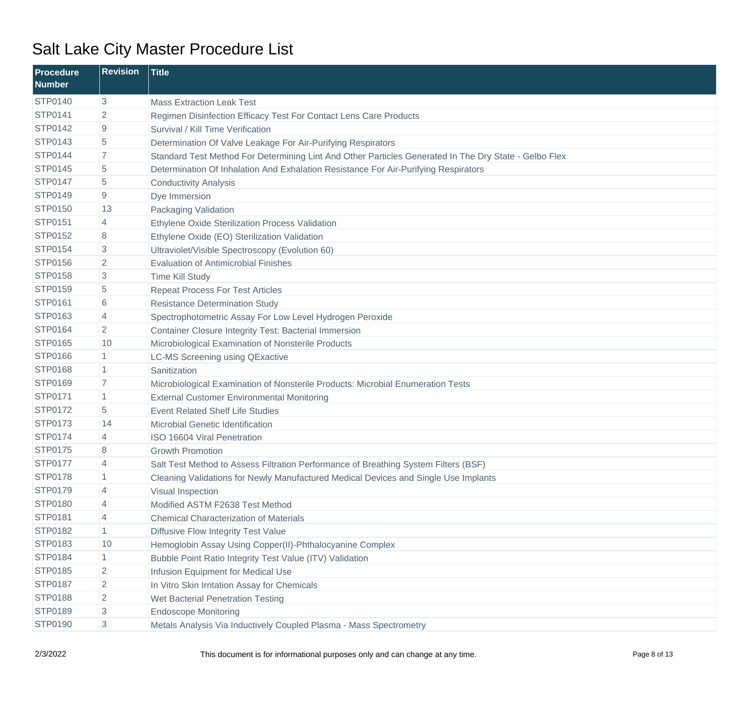# Salt Lake City Master Procedure List

| Procedure Number | Revision | Title |
|---|---|---|
| STP0140 | 3 | Mass Extraction Leak Test |
| STP0141 | 2 | Regimen Disinfection Efficacy Test For Contact Lens Care Products |
| STP0142 | 9 | Survival / Kill Time Verification |
| STP0143 | 5 | Determination Of Valve Leakage For Air-Purifying Respirators |
| STP0144 | 7 | Standard Test Method For Determining Lint And Other Particles Generated In The Dry State - Gelbo Flex |
| STP0145 | 5 | Determination Of Inhalation And Exhalation Resistance For Air-Purifying Respirators |
| STP0147 | 5 | Conductivity Analysis |
| STP0149 | 9 | Dye Immersion |
| STP0150 | 13 | Packaging Validation |
| STP0151 | 4 | Ethylene Oxide Sterilization Process Validation |
| STP0152 | 8 | Ethylene Oxide (EO) Sterilization Validation |
| STP0154 | 3 | Ultraviolet/Visible Spectroscopy (Evolution 60) |
| STP0156 | 2 | Evaluation of Antimicrobial Finishes |
| STP0158 | 3 | Time Kill Study |
| STP0159 | 5 | Repeat Process For Test Articles |
| STP0161 | 6 | Resistance Determination Study |
| STP0163 | 4 | Spectrophotometric Assay For Low Level Hydrogen Peroxide |
| STP0164 | 2 | Container Closure Integrity Test: Bacterial Immersion |
| STP0165 | 10 | Microbiological Examination of Nonsterile Products |
| STP0166 | 1 | LC-MS Screening using QExactive |
| STP0168 | 1 | Sanitization |
| STP0169 | 7 | Microbiological Examination of Nonsterile Products: Microbial Enumeration Tests |
| STP0171 | 1 | External Customer Environmental Monitoring |
| STP0172 | 5 | Event Related Shelf Life Studies |
| STP0173 | 14 | Microbial Genetic Identification |
| STP0174 | 4 | ISO 16604 Viral Penetration |
| STP0175 | 8 | Growth Promotion |
| STP0177 | 4 | Salt Test Method to Assess Filtration Performance of Breathing System Filters (BSF) |
| STP0178 | 1 | Cleaning Validations for Newly Manufactured Medical Devices and Single Use Implants |
| STP0179 | 4 | Visual Inspection |
| STP0180 | 4 | Modified ASTM F2638 Test Method |
| STP0181 | 4 | Chemical Characterization of Materials |
| STP0182 | 1 | Diffusive Flow Integrity Test Value |
| STP0183 | 10 | Hemoglobin Assay Using Copper(II)-Phthalocyanine Complex |
| STP0184 | 1 | Bubble Point Ratio Integrity Test Value (ITV) Validation |
| STP0185 | 2 | Infusion Equipment for Medical Use |
| STP0187 | 2 | In Vitro Skin Irritation Assay for Chemicals |
| STP0188 | 2 | Wet Bacterial Penetration Testing |
| STP0189 | 3 | Endoscope Monitoring |
| STP0190 | 3 | Metals Analysis Via Inductively Coupled Plasma - Mass Spectrometry |

2/3/2022 This document is for informational purposes only and can change at any time.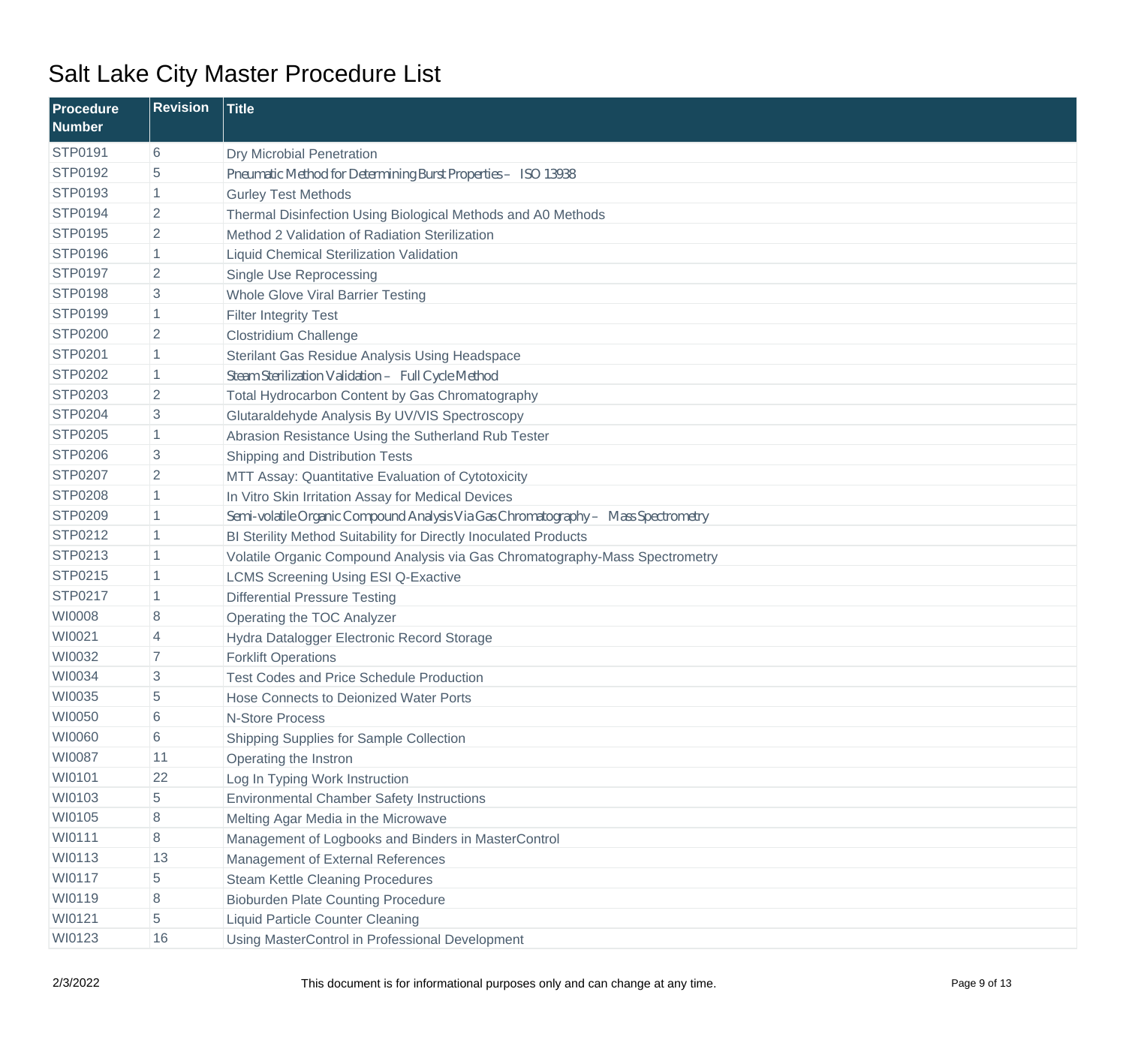# Salt Lake City Master Procedure List

| Procedure Number | Revision | Title |
|---|---|---|
| STP0191 | 6 | Dry Microbial Penetration |
| STP0192 | 5 | Pneumatic Method for Determining Burst Properties – ISO 13938 |
| STP0193 | 1 | Gurley Test Methods |
| STP0194 | 2 | Thermal Disinfection Using Biological Methods and A0 Methods |
| STP0195 | 2 | Method 2 Validation of Radiation Sterilization |
| STP0196 | 1 | Liquid Chemical Sterilization Validation |
| STP0197 | 2 | Single Use Reprocessing |
| STP0198 | 3 | Whole Glove Viral Barrier Testing |
| STP0199 | 1 | Filter Integrity Test |
| STP0200 | 2 | Clostridium Challenge |
| STP0201 | 1 | Sterilant Gas Residue Analysis Using Headspace |
| STP0202 | 1 | Steam Sterilization Validation – Full Cycle Method |
| STP0203 | 2 | Total Hydrocarbon Content by Gas Chromatography |
| STP0204 | 3 | Glutaraldehyde Analysis By UV/VIS Spectroscopy |
| STP0205 | 1 | Abrasion Resistance Using the Sutherland Rub Tester |
| STP0206 | 3 | Shipping and Distribution Tests |
| STP0207 | 2 | MTT Assay: Quantitative Evaluation of Cytotoxicity |
| STP0208 | 1 | In Vitro Skin Irritation Assay for Medical Devices |
| STP0209 | 1 | Semi-volatile Organic Compound Analysis Via Gas Chromatography – Mass Spectrometry |
| STP0212 | 1 | BI Sterility Method Suitability for Directly Inoculated Products |
| STP0213 | 1 | Volatile Organic Compound Analysis via Gas Chromatography-Mass Spectrometry |
| STP0215 | 1 | LCMS Screening Using ESI Q-Exactive |
| STP0217 | 1 | Differential Pressure Testing |
| WI0008 | 8 | Operating the TOC Analyzer |
| WI0021 | 4 | Hydra Datalogger Electronic Record Storage |
| WI0032 | 7 | Forklift Operations |
| WI0034 | 3 | Test Codes and Price Schedule Production |
| WI0035 | 5 | Hose Connects to Deionized Water Ports |
| WI0050 | 6 | N-Store Process |
| WI0060 | 6 | Shipping Supplies for Sample Collection |
| WI0087 | 11 | Operating the Instron |
| WI0101 | 22 | Log In Typing Work Instruction |
| WI0103 | 5 | Environmental Chamber Safety Instructions |
| WI0105 | 8 | Melting Agar Media in the Microwave |
| WI0111 | 8 | Management of Logbooks and Binders in MasterControl |
| WI0113 | 13 | Management of External References |
| WI0117 | 5 | Steam Kettle Cleaning Procedures |
| WI0119 | 8 | Bioburden Plate Counting Procedure |
| WI0121 | 5 | Liquid Particle Counter Cleaning |
| WI0123 | 16 | Using MasterControl in Professional Development |

2/3/2022 This document is for informational purposes only and can change at any time.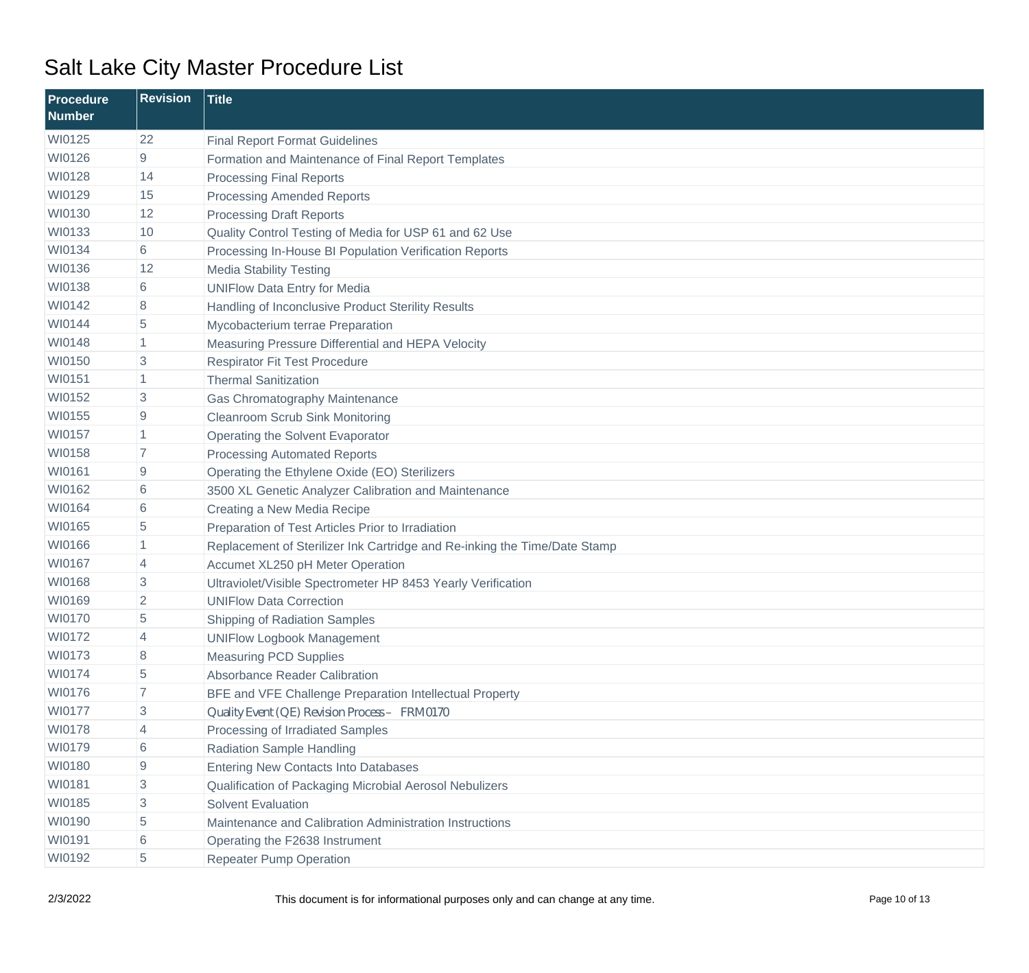# Salt Lake City Master Procedure List

| Procedure Number | Revision | Title |
|---|---|---|
| WI0125 | 22 | Final Report Format Guidelines |
| WI0126 | 9 | Formation and Maintenance of Final Report Templates |
| WI0128 | 14 | Processing Final Reports |
| WI0129 | 15 | Processing Amended Reports |
| WI0130 | 12 | Processing Draft Reports |
| WI0133 | 10 | Quality Control Testing of Media for USP 61 and 62 Use |
| WI0134 | 6 | Processing In-House BI Population Verification Reports |
| WI0136 | 12 | Media Stability Testing |
| WI0138 | 6 | UNIFlow Data Entry for Media |
| WI0142 | 8 | Handling of Inconclusive Product Sterility Results |
| WI0144 | 5 | Mycobacterium terrae Preparation |
| WI0148 | 1 | Measuring Pressure Differential and HEPA Velocity |
| WI0150 | 3 | Respirator Fit Test Procedure |
| WI0151 | 1 | Thermal Sanitization |
| WI0152 | 3 | Gas Chromatography Maintenance |
| WI0155 | 9 | Cleanroom Scrub Sink Monitoring |
| WI0157 | 1 | Operating the Solvent Evaporator |
| WI0158 | 7 | Processing Automated Reports |
| WI0161 | 9 | Operating the Ethylene Oxide (EO) Sterilizers |
| WI0162 | 6 | 3500 XL Genetic Analyzer Calibration and Maintenance |
| WI0164 | 6 | Creating a New Media Recipe |
| WI0165 | 5 | Preparation of Test Articles Prior to Irradiation |
| WI0166 | 1 | Replacement of Sterilizer Ink Cartridge and Re-inking the Time/Date Stamp |
| WI0167 | 4 | Accumet XL250 pH Meter Operation |
| WI0168 | 3 | Ultraviolet/Visible Spectrometer HP 8453 Yearly Verification |
| WI0169 | 2 | UNIFlow Data Correction |
| WI0170 | 5 | Shipping of Radiation Samples |
| WI0172 | 4 | UNIFlow Logbook Management |
| WI0173 | 8 | Measuring PCD Supplies |
| WI0174 | 5 | Absorbance Reader Calibration |
| WI0176 | 7 | BFE and VFE Challenge Preparation Intellectual Property |
| WI0177 | 3 | Quality Event (QE) Revision Process – FRM0170 |
| WI0178 | 4 | Processing of Irradiated Samples |
| WI0179 | 6 | Radiation Sample Handling |
| WI0180 | 9 | Entering New Contacts Into Databases |
| WI0181 | 3 | Qualification of Packaging Microbial Aerosol Nebulizers |
| WI0185 | 3 | Solvent Evaluation |
| WI0190 | 5 | Maintenance and Calibration Administration Instructions |
| WI0191 | 6 | Operating the F2638 Instrument |
| WI0192 | 5 | Repeater Pump Operation |

2/3/2022 This document is for informational purposes only and can change at any time.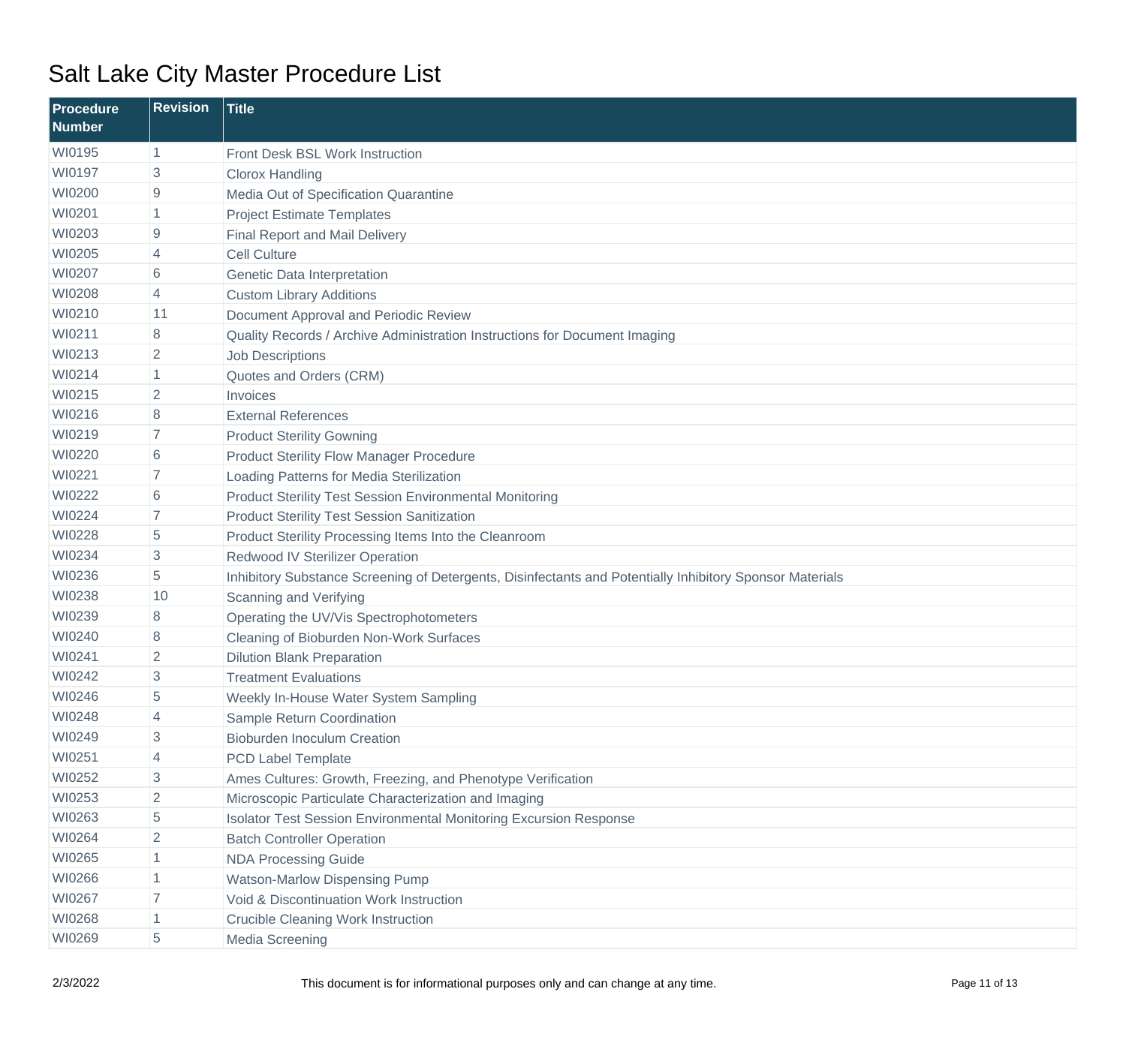# Salt Lake City Master Procedure List

| Procedure Number | Revision | Title |
|---|---|---|
| WI0195 | 1 | Front Desk BSL Work Instruction |
| WI0197 | 3 | Clorox Handling |
| WI0200 | 9 | Media Out of Specification Quarantine |
| WI0201 | 1 | Project Estimate Templates |
| WI0203 | 9 | Final Report and Mail Delivery |
| WI0205 | 4 | Cell Culture |
| WI0207 | 6 | Genetic Data Interpretation |
| WI0208 | 4 | Custom Library Additions |
| WI0210 | 11 | Document Approval and Periodic Review |
| WI0211 | 8 | Quality Records / Archive Administration Instructions for Document Imaging |
| WI0213 | 2 | Job Descriptions |
| WI0214 | 1 | Quotes and Orders (CRM) |
| WI0215 | 2 | Invoices |
| WI0216 | 8 | External References |
| WI0219 | 7 | Product Sterility Gowning |
| WI0220 | 6 | Product Sterility Flow Manager Procedure |
| WI0221 | 7 | Loading Patterns for Media Sterilization |
| WI0222 | 6 | Product Sterility Test Session Environmental Monitoring |
| WI0224 | 7 | Product Sterility Test Session Sanitization |
| WI0228 | 5 | Product Sterility Processing Items Into the Cleanroom |
| WI0234 | 3 | Redwood IV Sterilizer Operation |
| WI0236 | 5 | Inhibitory Substance Screening of Detergents, Disinfectants and Potentially Inhibitory Sponsor Materials |
| WI0238 | 10 | Scanning and Verifying |
| WI0239 | 8 | Operating the UV/Vis Spectrophotometers |
| WI0240 | 8 | Cleaning of Bioburden Non-Work Surfaces |
| WI0241 | 2 | Dilution Blank Preparation |
| WI0242 | 3 | Treatment Evaluations |
| WI0246 | 5 | Weekly In-House Water System Sampling |
| WI0248 | 4 | Sample Return Coordination |
| WI0249 | 3 | Bioburden Inoculum Creation |
| WI0251 | 4 | PCD Label Template |
| WI0252 | 3 | Ames Cultures: Growth, Freezing, and Phenotype Verification |
| WI0253 | 2 | Microscopic Particulate Characterization and Imaging |
| WI0263 | 5 | Isolator Test Session Environmental Monitoring Excursion Response |
| WI0264 | 2 | Batch Controller Operation |
| WI0265 | 1 | NDA Processing Guide |
| WI0266 | 1 | Watson-Marlow Dispensing Pump |
| WI0267 | 7 | Void & Discontinuation Work Instruction |
| WI0268 | 1 | Crucible Cleaning Work Instruction |
| WI0269 | 5 | Media Screening |

2/3/2022 This document is for informational purposes only and can change at any time.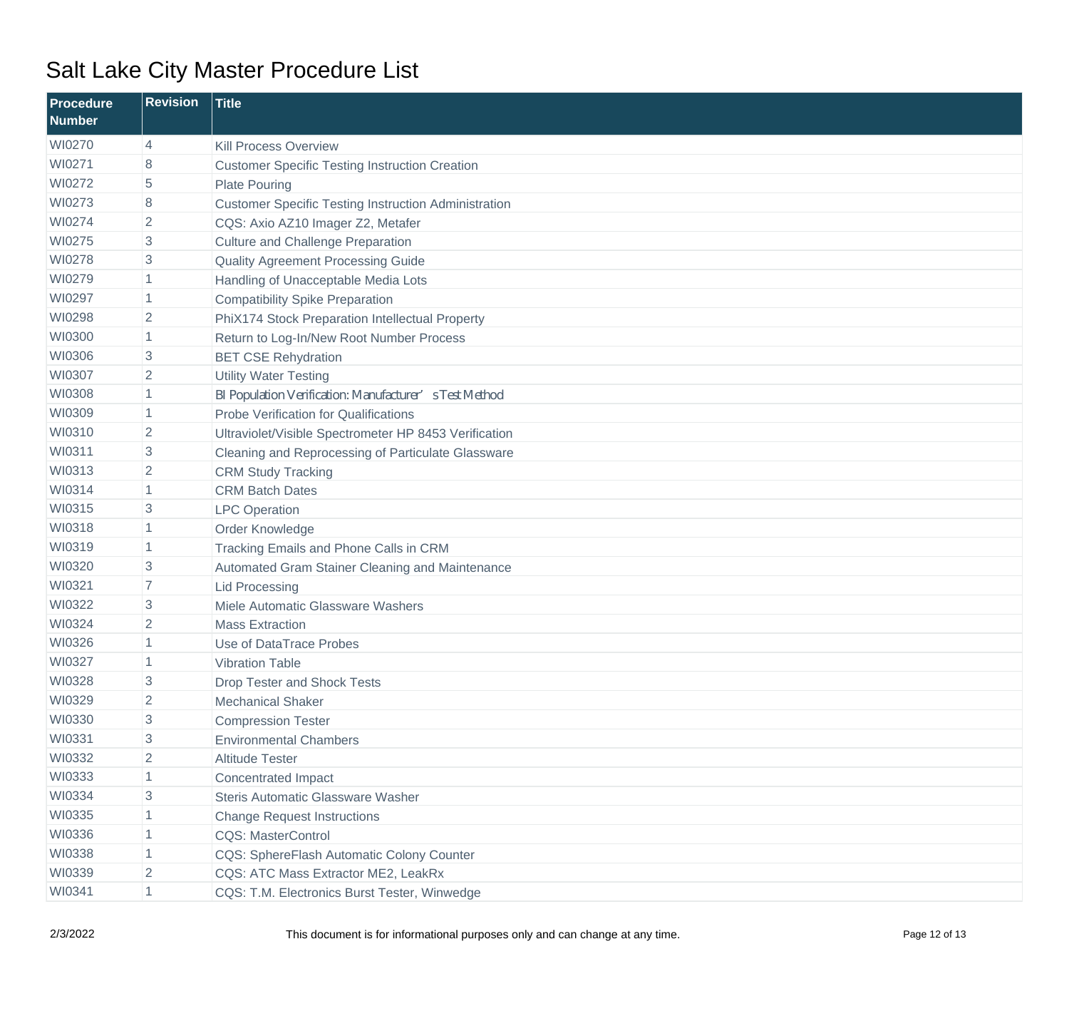# Salt Lake City Master Procedure List

| Procedure Number | Revision | Title |
| --- | --- | --- |
| WI0270 | 4 | Kill Process Overview |
| WI0271 | 8 | Customer Specific Testing Instruction Creation |
| WI0272 | 5 | Plate Pouring |
| WI0273 | 8 | Customer Specific Testing Instruction Administration |
| WI0274 | 2 | CQS: Axio AZ10 Imager Z2, Metafer |
| WI0275 | 3 | Culture and Challenge Preparation |
| WI0278 | 3 | Quality Agreement Processing Guide |
| WI0279 | 1 | Handling of Unacceptable Media Lots |
| WI0297 | 1 | Compatibility Spike Preparation |
| WI0298 | 2 | PhiX174 Stock Preparation Intellectual Property |
| WI0300 | 1 | Return to Log-In/New Root Number Process |
| WI0306 | 3 | BET CSE Rehydration |
| WI0307 | 2 | Utility Water Testing |
| WI0308 | 1 | BI Population Verification: Manufacturer's Test Method |
| WI0309 | 1 | Probe Verification for Qualifications |
| WI0310 | 2 | Ultraviolet/Visible Spectrometer HP 8453 Verification |
| WI0311 | 3 | Cleaning and Reprocessing of Particulate Glassware |
| WI0313 | 2 | CRM Study Tracking |
| WI0314 | 1 | CRM Batch Dates |
| WI0315 | 3 | LPC Operation |
| WI0318 | 1 | Order Knowledge |
| WI0319 | 1 | Tracking Emails and Phone Calls in CRM |
| WI0320 | 3 | Automated Gram Stainer Cleaning and Maintenance |
| WI0321 | 7 | Lid Processing |
| WI0322 | 3 | Miele Automatic Glassware Washers |
| WI0324 | 2 | Mass Extraction |
| WI0326 | 1 | Use of DataTrace Probes |
| WI0327 | 1 | Vibration Table |
| WI0328 | 3 | Drop Tester and Shock Tests |
| WI0329 | 2 | Mechanical Shaker |
| WI0330 | 3 | Compression Tester |
| WI0331 | 3 | Environmental Chambers |
| WI0332 | 2 | Altitude Tester |
| WI0333 | 1 | Concentrated Impact |
| WI0334 | 3 | Steris Automatic Glassware Washer |
| WI0335 | 1 | Change Request Instructions |
| WI0336 | 1 | CQS: MasterControl |
| WI0338 | 1 | CQS: SphereFlash Automatic Colony Counter |
| WI0339 | 2 | CQS: ATC Mass Extractor ME2, LeakRx |
| WI0341 | 1 | CQS: T.M. Electronics Burst Tester, Winwedge |

2/3/2022

This document is for informational purposes only and can change at any time.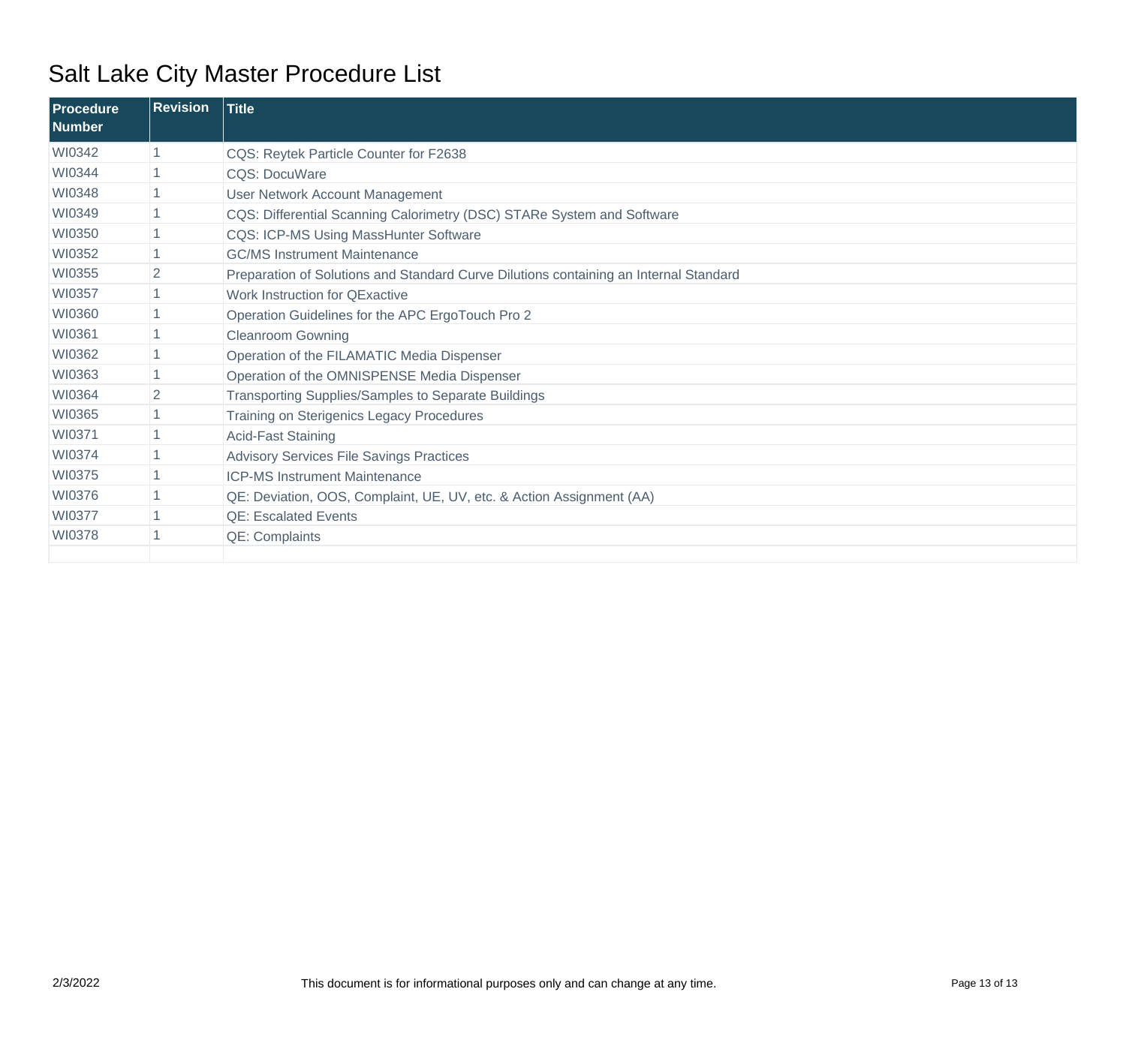# Salt Lake City Master Procedure List

| Procedure Number | Revision | Title |
|---|---|---|
| WI0342 | 1 | CQS: Reytek Particle Counter for F2638 |
| WI0344 | 1 | CQS: DocuWare |
| WI0348 | 1 | User Network Account Management |
| WI0349 | 1 | CQS: Differential Scanning Calorimetry (DSC) STARe System and Software |
| WI0350 | 1 | CQS: ICP-MS Using MassHunter Software |
| WI0352 | 1 | GC/MS Instrument Maintenance |
| WI0355 | 2 | Preparation of Solutions and Standard Curve Dilutions containing an Internal Standard |
| WI0357 | 1 | Work Instruction for QExactive |
| WI0360 | 1 | Operation Guidelines for the APC ErgoTouch Pro 2 |
| WI0361 | 1 | Cleanroom Gowning |
| WI0362 | 1 | Operation of the FILAMATIC Media Dispenser |
| WI0363 | 1 | Operation of the OMNISPENSE Media Dispenser |
| WI0364 | 2 | Transporting Supplies/Samples to Separate Buildings |
| WI0365 | 1 | Training on Sterigenics Legacy Procedures |
| WI0371 | 1 | Acid-Fast Staining |
| WI0374 | 1 | Advisory Services File Savings Practices |
| WI0375 | 1 | ICP-MS Instrument Maintenance |
| WI0376 | 1 | QE: Deviation, OOS, Complaint, UE, UV, etc. & Action Assignment (AA) |
| WI0377 | 1 | QE: Escalated Events |
| WI0378 | 1 | QE: Complaints |
| | | |

2/3/2022

This document is for informational purposes only and can change at any time.